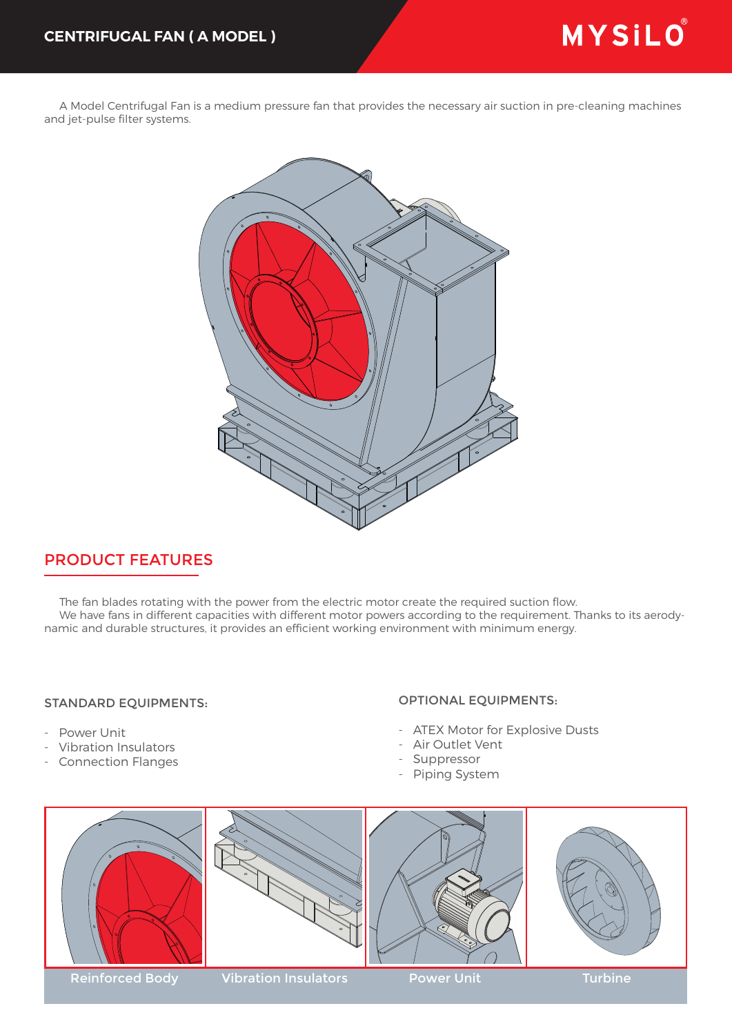# CENTRIFUGAL FAN ( A MODEL )

MYSiLO®

A Model Centrifugal Fan is a medium pressure fan that provides the necessary air suction in pre-cleaning machines and jet-pulse filter systems.

## PRODUCT FEATURES

The fan blades rotating with the power from the electric motor create the required suction flow.

We have fans in different capacities with different motor powers according to the requirement. Thanks to its aerodynamic and durable structures, it provides an efficient working environment with minimum energy.

### STANDARD EQUIPMENTS:

- Power Unit
- Vibration Insulators
- Connection Flanges

### OPTIONAL EQUIPMENTS:

- ATEX Motor for Explosive Dusts
- Air Outlet Vent
- Suppressor
- Piping System

Reinforced Body

Vibration Insulators

Power Unit

Turbine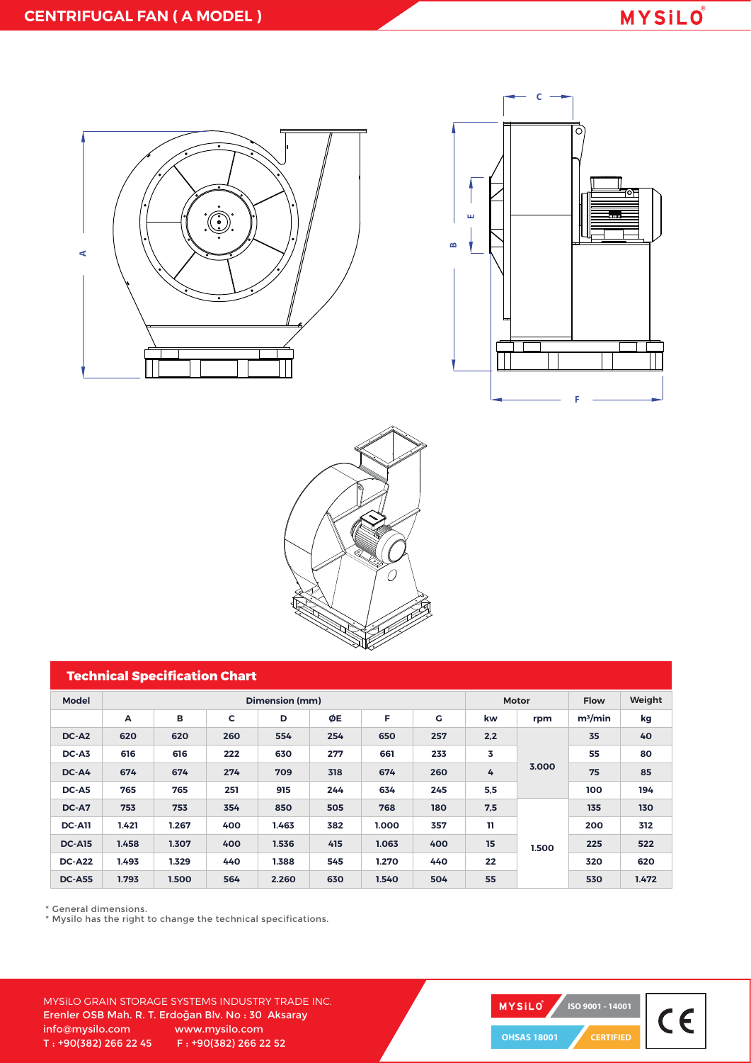# CENTRIFUGAL FAN ( A MODEL )

MYSiLO

A

B

E

C

F

## Technical Specification Chart

| Model | Dimension (mm) | | | | | | | Motor | | Flow | Weight |
|---|---|---|---|---|---|---|---|---|---|---|---|
| | A | B | C | D | ØE | F | G | kw | rpm | m³/min | kg |
| DC-A2 | 620 | 620 | 260 | 554 | 254 | 650 | 257 | 2,2 | 3.000 | 35 | 40 |
| DC-A3 | 616 | 616 | 222 | 630 | 277 | 661 | 233 | 3 | | 55 | 80 |
| DC-A4 | 674 | 674 | 274 | 709 | 318 | 674 | 260 | 4 | | 75 | 85 |
| DC-A5 | 765 | 765 | 251 | 915 | 244 | 634 | 245 | 5,5 | | 100 | 194 |
| DC-A7 | 753 | 753 | 354 | 850 | 505 | 768 | 180 | 7,5 | 1.500 | 135 | 130 |
| DC-A11 | 1.421 | 1.267 | 400 | 1.463 | 382 | 1.000 | 357 | 11 | | 200 | 312 |
| DC-A15 | 1.458 | 1.307 | 400 | 1.536 | 415 | 1.063 | 400 | 15 | | 225 | 522 |
| DC-A22 | 1.493 | 1.329 | 440 | 1.388 | 545 | 1.270 | 440 | 22 | | 320 | 620 |
| DC-A55 | 1.793 | 1.500 | 564 | 2.260 | 630 | 1.540 | 504 | 55 | | 530 | 1.472 |

* General dimensions.
* Mysilo has the right to change the technical specifications.

MYSiLO GRAIN STORAGE SYSTEMS INDUSTRY TRADE INC.
Erenler OSB Mah. R. T. Erdoğan Blv. No : 30 Aksaray
info@mysilo.com www.mysilo.com
T : +90(382) 266 22 45 F : +90(382) 266 22 52

MYSiLO ISO 9001 - 14001
OHSAS 18001 CERTIFIED